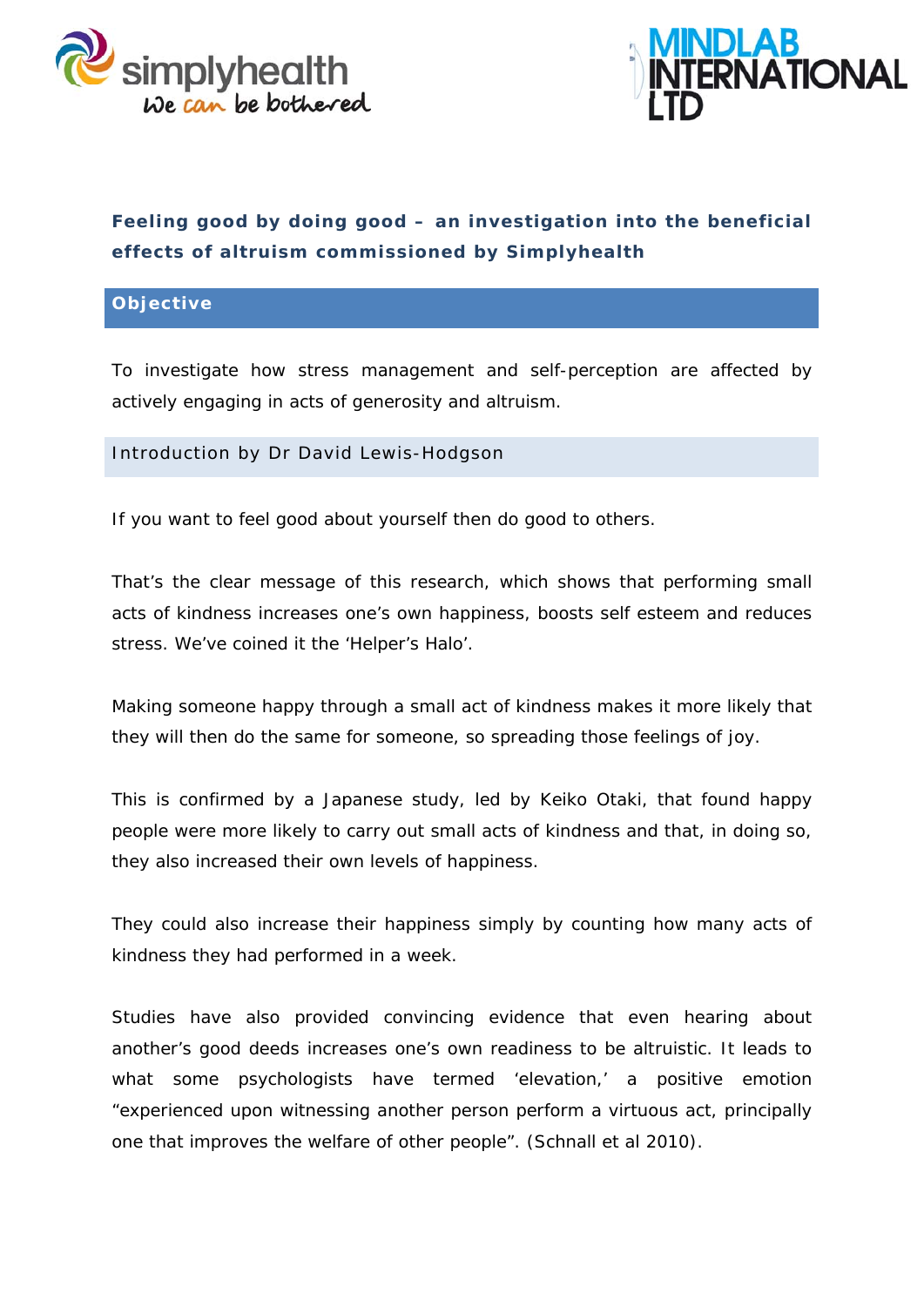simplyhealth
*We can be bothered*

MINDLAB INTERNATIONAL LTD

# Feeling good by doing good – an investigation into the beneficial effects of altruism commissioned by Simplyhealth

## Objective

To investigate how stress management and self-perception are affected by actively engaging in acts of generosity and altruism.

### Introduction by Dr David Lewis-Hodgson

If you want to feel good about yourself then do good to others.

That's the clear message of this research, which shows that performing small acts of kindness increases one's own happiness, boosts self esteem and reduces stress. We've coined it the 'Helper's Halo'.

Making someone happy through a small act of kindness makes it more likely that they will then do the same for someone, so spreading those feelings of joy.

This is confirmed by a Japanese study, led by Keiko Otaki, that found happy people were more likely to carry out small acts of kindness and that, in doing so, they also increased their own levels of happiness.

They could also increase their happiness simply by counting how many acts of kindness they had performed in a week.

Studies have also provided convincing evidence that even hearing about another's good deeds increases one's own readiness to be altruistic. It leads to what some psychologists have termed 'elevation,' a positive emotion "experienced upon witnessing another person perform a virtuous act, principally one that improves the welfare of other people". (Schnall et al 2010).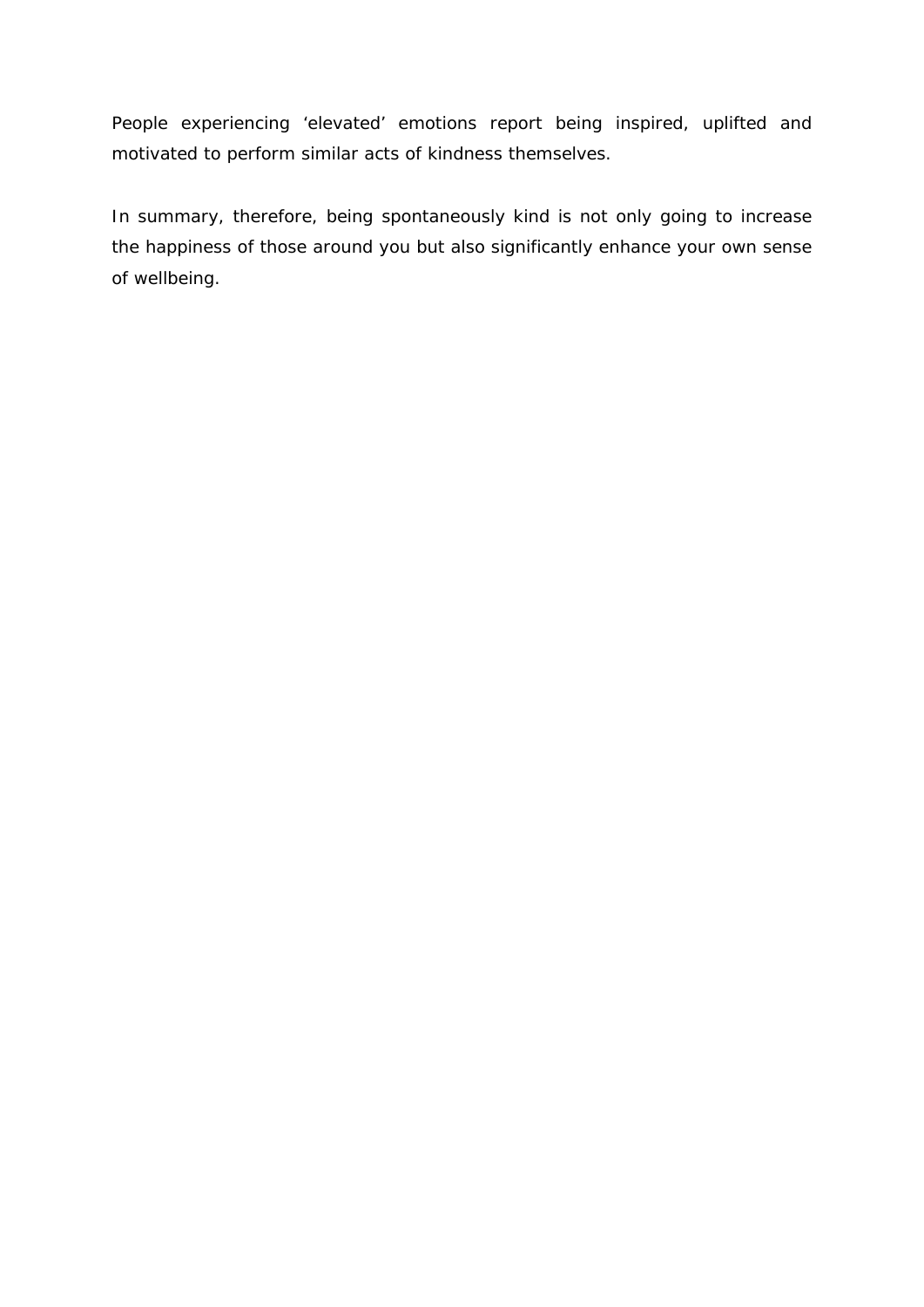People experiencing ‘elevated’ emotions report being inspired, uplifted and motivated to perform similar acts of kindness themselves.

In summary, therefore, being spontaneously kind is not only going to increase the happiness of those around you but also significantly enhance your own sense of wellbeing.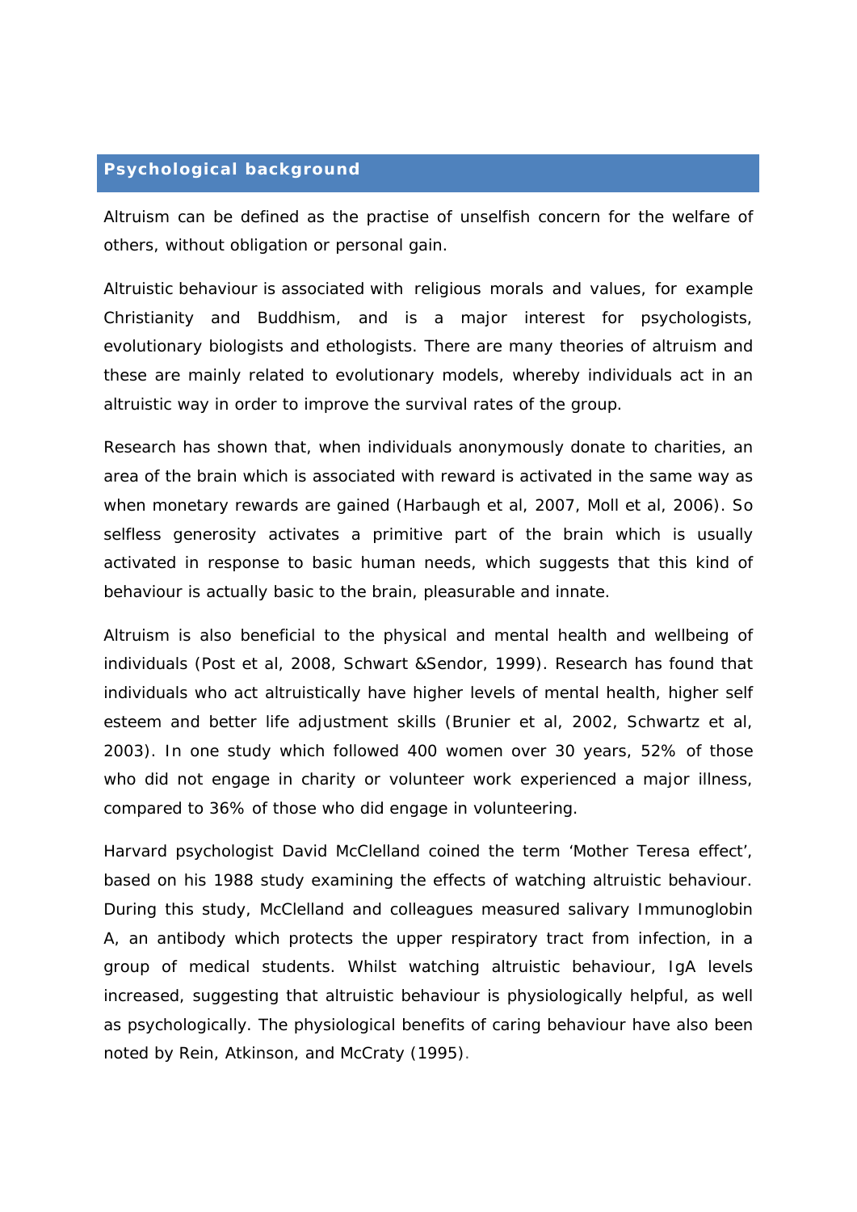## Psychological background

Altruism can be defined as the practise of unselfish concern for the welfare of others, without obligation or personal gain.

Altruistic behaviour is associated with religious morals and values, for example Christianity and Buddhism, and is a major interest for psychologists, evolutionary biologists and ethologists. There are many theories of altruism and these are mainly related to evolutionary models, whereby individuals act in an altruistic way in order to improve the survival rates of the group.

Research has shown that, when individuals anonymously donate to charities, an area of the brain which is associated with reward is activated in the same way as when monetary rewards are gained (Harbaugh et al, 2007, Moll et al, 2006). So selfless generosity activates a primitive part of the brain which is usually activated in response to basic human needs, which suggests that this kind of behaviour is actually basic to the brain, pleasurable and innate.

Altruism is also beneficial to the physical and mental health and wellbeing of individuals (Post et al, 2008, Schwart &Sendor, 1999). Research has found that individuals who act altruistically have higher levels of mental health, higher self esteem and better life adjustment skills (Brunier et al, 2002, Schwartz et al, 2003). In one study which followed 400 women over 30 years, 52% of those who did not engage in charity or volunteer work experienced a major illness, compared to 36% of those who did engage in volunteering.

Harvard psychologist David McClelland coined the term 'Mother Teresa effect', based on his 1988 study examining the effects of watching altruistic behaviour. During this study, McClelland and colleagues measured salivary Immunoglobin A, an antibody which protects the upper respiratory tract from infection, in a group of medical students. Whilst watching altruistic behaviour, IgA levels increased, suggesting that altruistic behaviour is physiologically helpful, as well as psychologically. The physiological benefits of caring behaviour have also been noted by Rein, Atkinson, and McCraty (1995).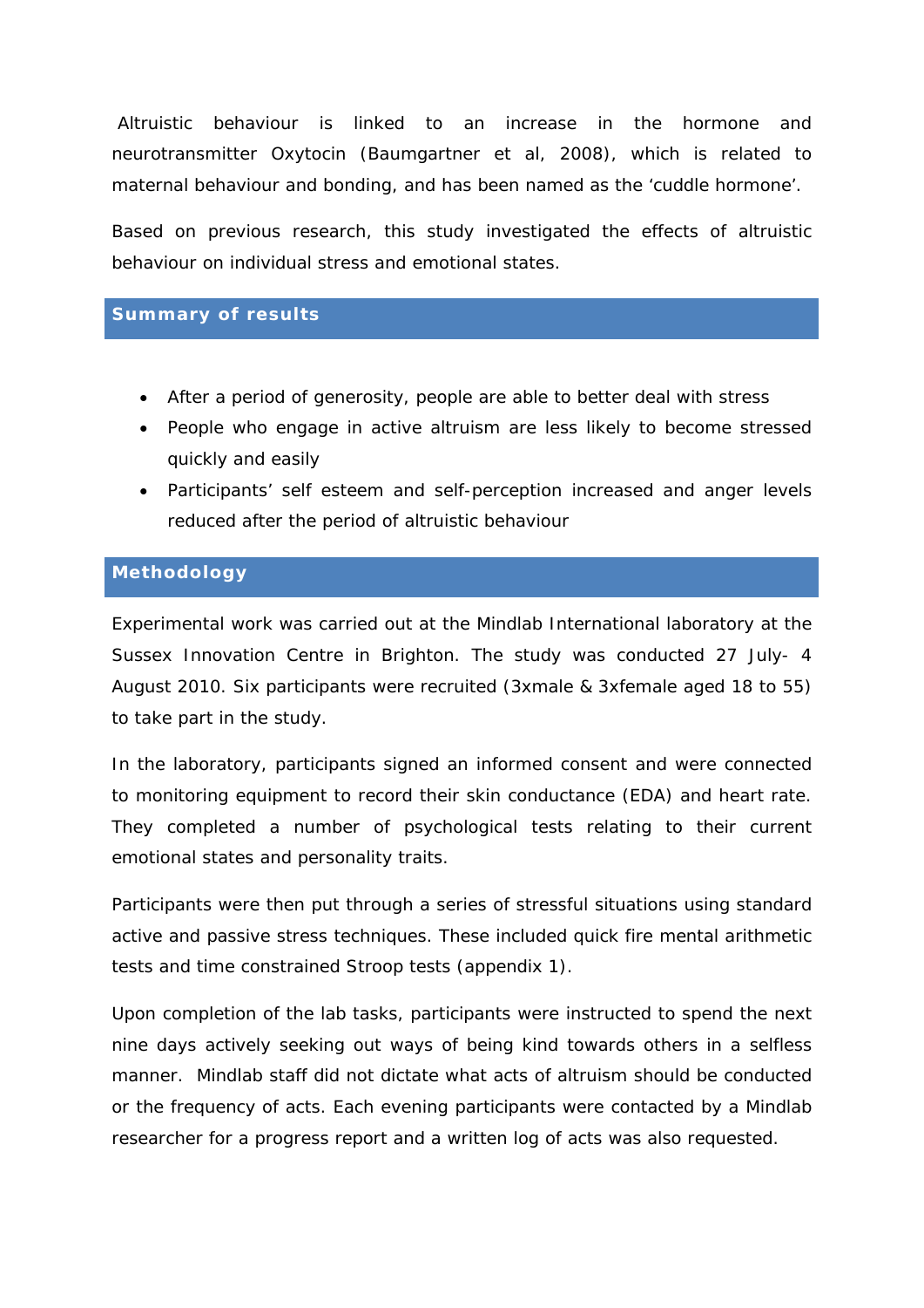Altruistic behaviour is linked to an increase in the hormone and neurotransmitter Oxytocin (Baumgartner et al, 2008), which is related to maternal behaviour and bonding, and has been named as the 'cuddle hormone'.

Based on previous research, this study investigated the effects of altruistic behaviour on individual stress and emotional states.

## Summary of results

- After a period of generosity, people are able to better deal with stress
- People who engage in active altruism are less likely to become stressed quickly and easily
- Participants' self esteem and self-perception increased and anger levels reduced after the period of altruistic behaviour

## Methodology

Experimental work was carried out at the Mindlab International laboratory at the Sussex Innovation Centre in Brighton. The study was conducted 27 July- 4 August 2010. Six participants were recruited (3xmale & 3xfemale aged 18 to 55) to take part in the study.

In the laboratory, participants signed an informed consent and were connected to monitoring equipment to record their skin conductance (EDA) and heart rate. They completed a number of psychological tests relating to their current emotional states and personality traits.

Participants were then put through a series of stressful situations using standard active and passive stress techniques. These included quick fire mental arithmetic tests and time constrained Stroop tests (appendix 1).

Upon completion of the lab tasks, participants were instructed to spend the next nine days actively seeking out ways of being kind towards others in a selfless manner. Mindlab staff did not dictate what acts of altruism should be conducted or the frequency of acts. Each evening participants were contacted by a Mindlab researcher for a progress report and a written log of acts was also requested.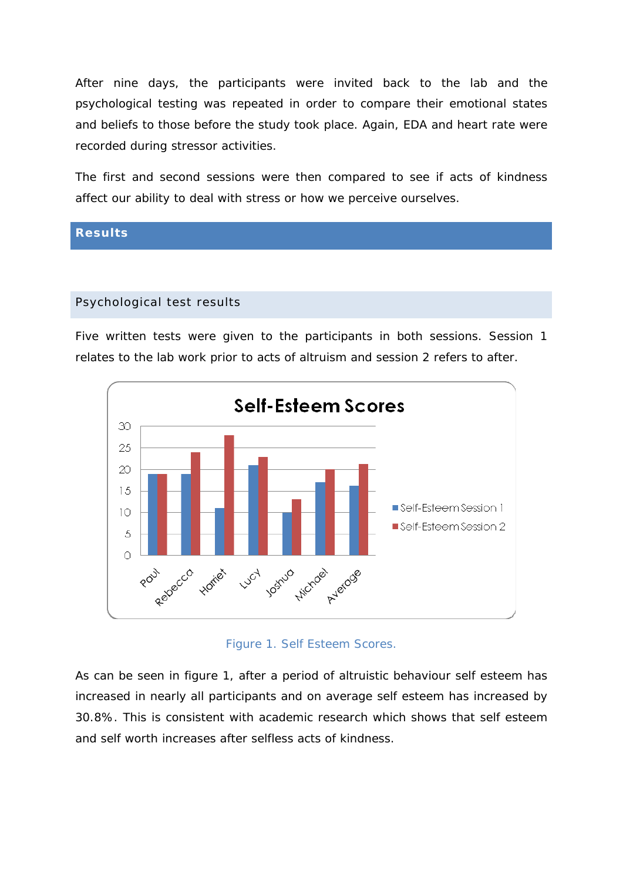After nine days, the participants were invited back to the lab and the psychological testing was repeated in order to compare their emotional states and beliefs to those before the study took place. Again, EDA and heart rate were recorded during stressor activities.

The first and second sessions were then compared to see if acts of kindness affect our ability to deal with stress or how we perceive ourselves.

## Results

### Psychological test results

Five written tests were given to the participants in both sessions. Session 1 relates to the lab work prior to acts of altruism and session 2 refers to after.

Figure 1. Self Esteem Scores.

As can be seen in figure 1, after a period of altruistic behaviour self esteem has increased in nearly all participants and on average self esteem has increased by 30.8%. This is consistent with academic research which shows that self esteem and self worth increases after selfless acts of kindness.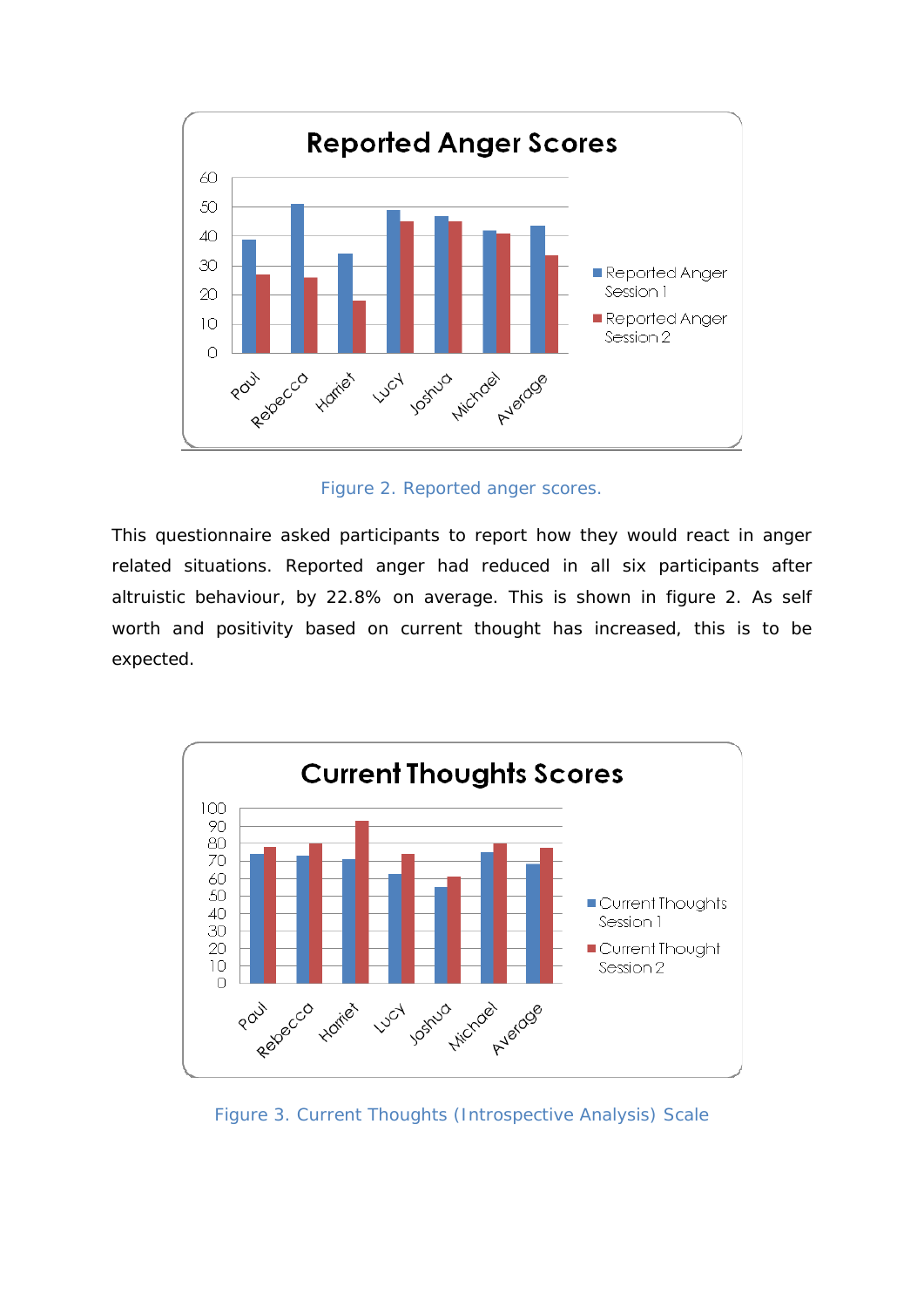Reported Anger Scores

60
50
40
30
20
10
0

Paul
Rebecca
Harriet
Lucy
Joshua
Michael
Average

Reported Anger Session 1
Reported Anger Session 2

Figure 2. Reported anger scores.

This questionnaire asked participants to report how they would react in anger related situations. Reported anger had reduced in all six participants after altruistic behaviour, by 22.8% on average. This is shown in figure 2. As self worth and positivity based on current thought has increased, this is to be expected.

Current Thoughts Scores

100
90
80
70
60
50
40
30
20
10
0

Paul
Rebecca
Harriet
Lucy
Joshua
Michael
Average

Current Thoughts Session 1
Current Thought Session 2

Figure 3. Current Thoughts (Introspective Analysis) Scale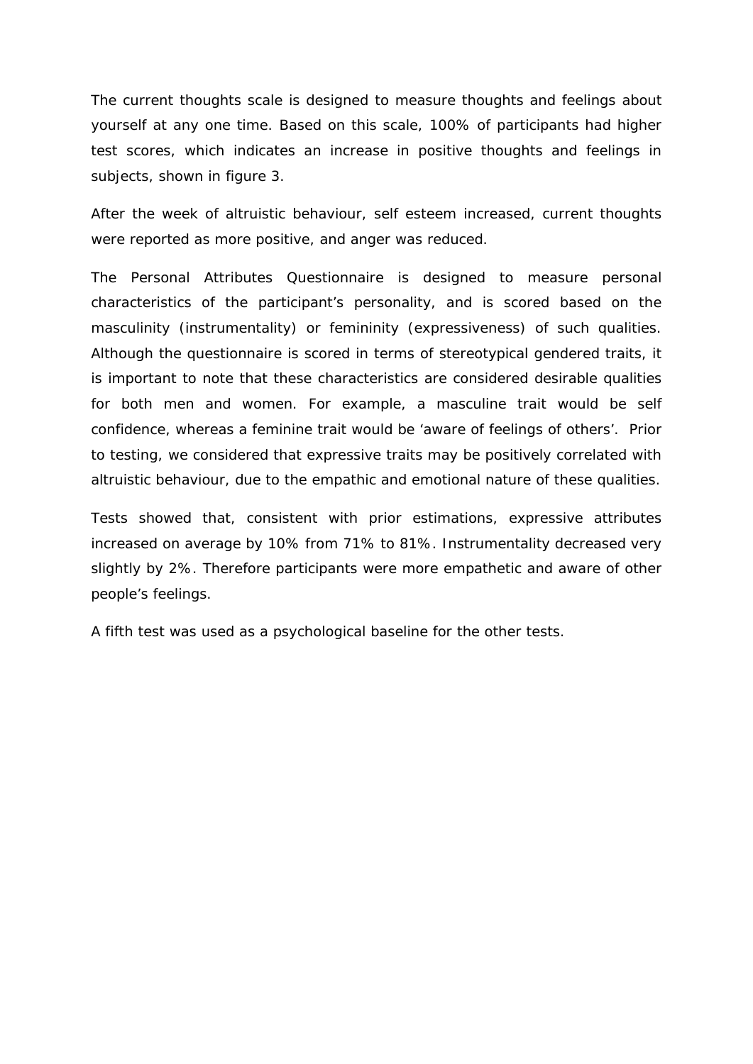The current thoughts scale is designed to measure thoughts and feelings about yourself at any one time. Based on this scale, 100% of participants had higher test scores, which indicates an increase in positive thoughts and feelings in subjects, shown in figure 3.

After the week of altruistic behaviour, self esteem increased, current thoughts were reported as more positive, and anger was reduced.

The Personal Attributes Questionnaire is designed to measure personal characteristics of the participant's personality, and is scored based on the masculinity (instrumentality) or femininity (expressiveness) of such qualities. Although the questionnaire is scored in terms of stereotypical gendered traits, it is important to note that these characteristics are considered desirable qualities for both men and women. For example, a masculine trait would be self confidence, whereas a feminine trait would be 'aware of feelings of others'. Prior to testing, we considered that expressive traits may be positively correlated with altruistic behaviour, due to the empathic and emotional nature of these qualities.

Tests showed that, consistent with prior estimations, expressive attributes increased on average by 10% from 71% to 81%. Instrumentality decreased very slightly by 2%. Therefore participants were more empathetic and aware of other people's feelings.

A fifth test was used as a psychological baseline for the other tests.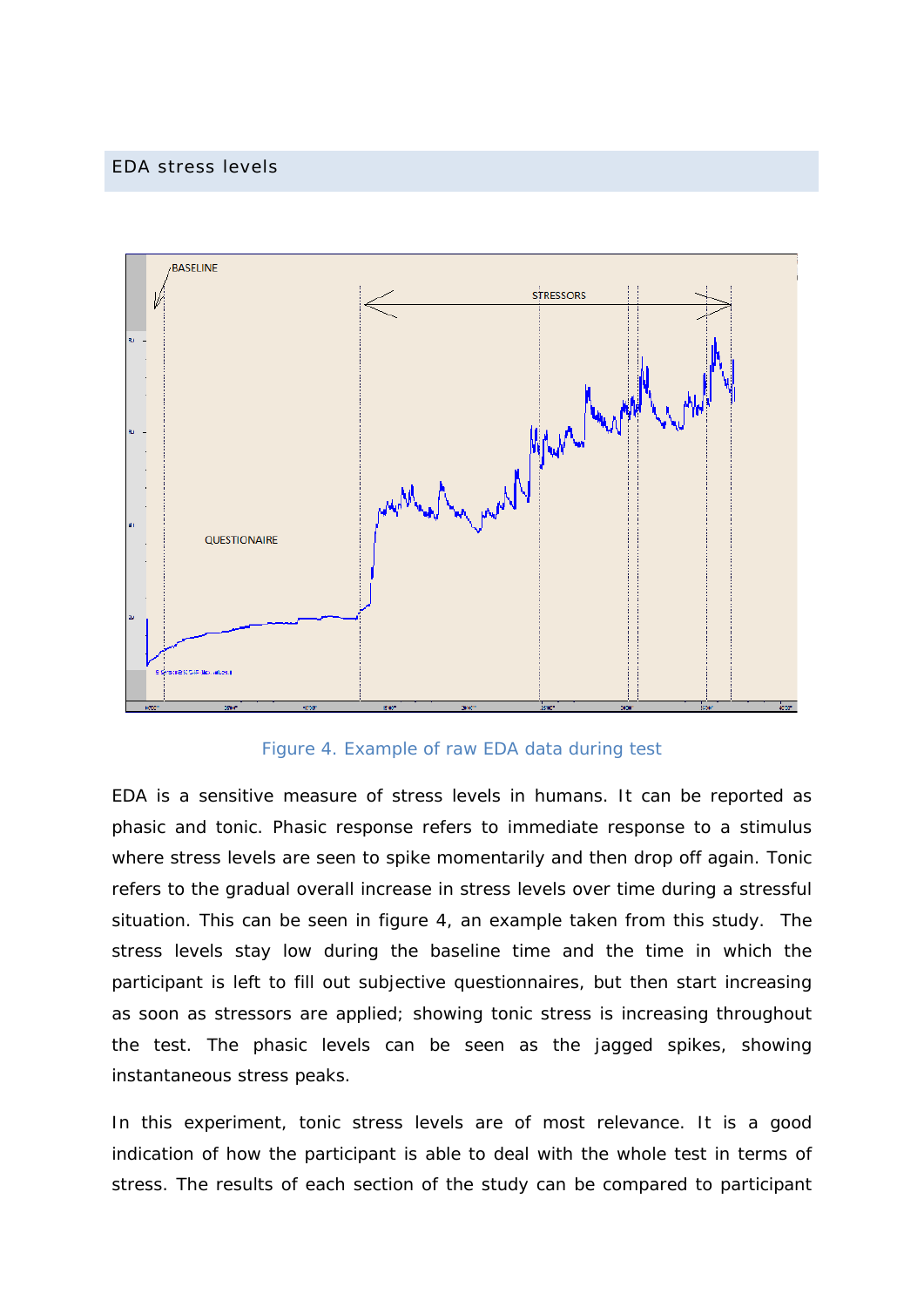## EDA stress levels

BASELINE

STRESSORS

QUESTIONAIRE

Figure 4. Example of raw EDA data during test

EDA is a sensitive measure of stress levels in humans. It can be reported as phasic and tonic. Phasic response refers to immediate response to a stimulus where stress levels are seen to spike momentarily and then drop off again. Tonic refers to the gradual overall increase in stress levels over time during a stressful situation. This can be seen in figure 4, an example taken from this study. The stress levels stay low during the baseline time and the time in which the participant is left to fill out subjective questionnaires, but then start increasing as soon as stressors are applied; showing tonic stress is increasing throughout the test. The phasic levels can be seen as the jagged spikes, showing instantaneous stress peaks.

In this experiment, tonic stress levels are of most relevance. It is a good indication of how the participant is able to deal with the whole test in terms of stress. The results of each section of the study can be compared to participant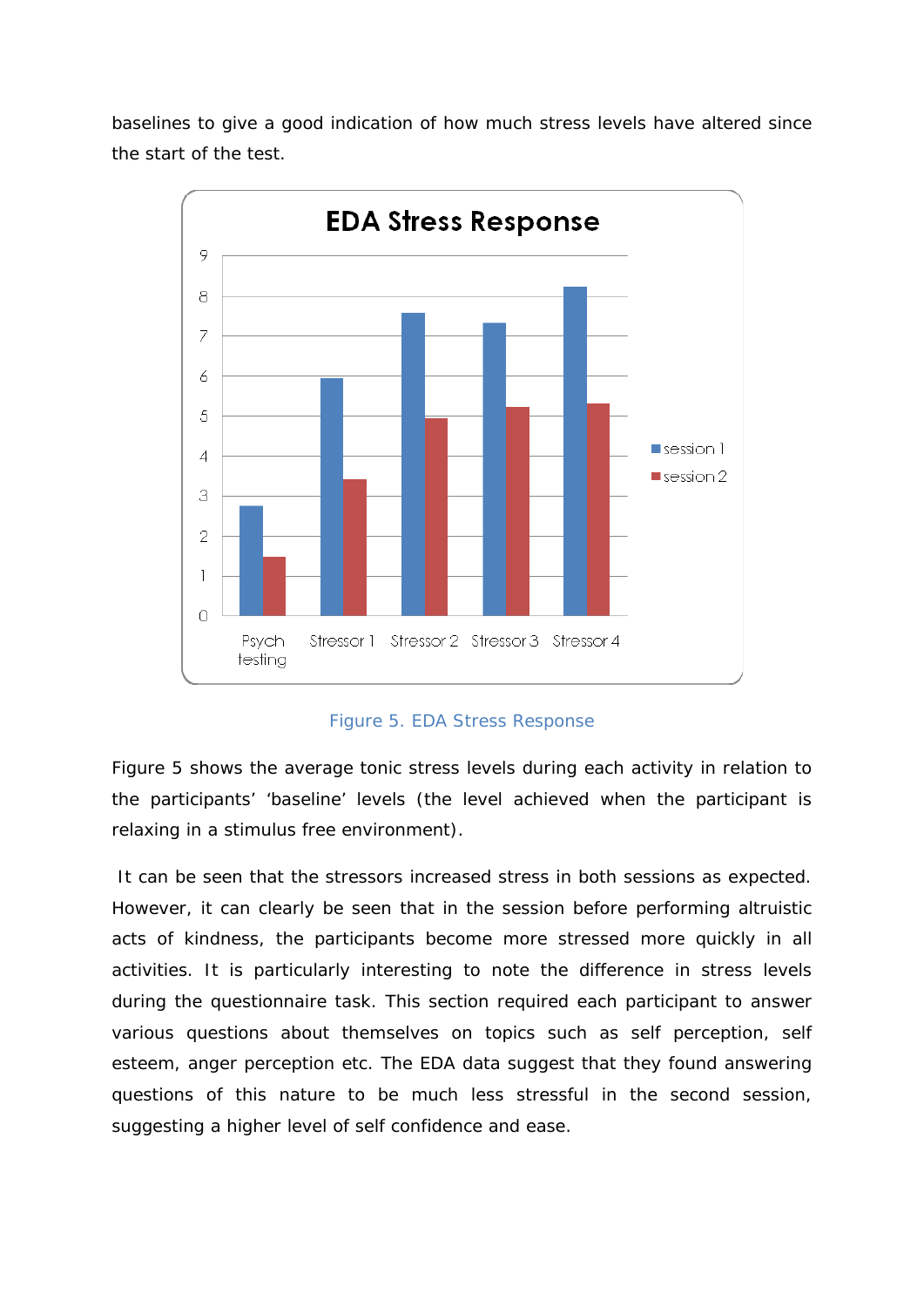baselines to give a good indication of how much stress levels have altered since the start of the test.

EDA Stress Response

9
8
7
6
5
4
3
2
1
0

Psych testing
Stressor 1
Stressor 2
Stressor 3
Stressor 4

session 1
session 2

Figure 5. EDA Stress Response

Figure 5 shows the average tonic stress levels during each activity in relation to the participants' 'baseline' levels (the level achieved when the participant is relaxing in a stimulus free environment).

It can be seen that the stressors increased stress in both sessions as expected. However, it can clearly be seen that in the session before performing altruistic acts of kindness, the participants become more stressed more quickly in all activities. It is particularly interesting to note the difference in stress levels during the questionnaire task. This section required each participant to answer various questions about themselves on topics such as self perception, self esteem, anger perception etc. The EDA data suggest that they found answering questions of this nature to be much less stressful in the second session, suggesting a higher level of self confidence and ease.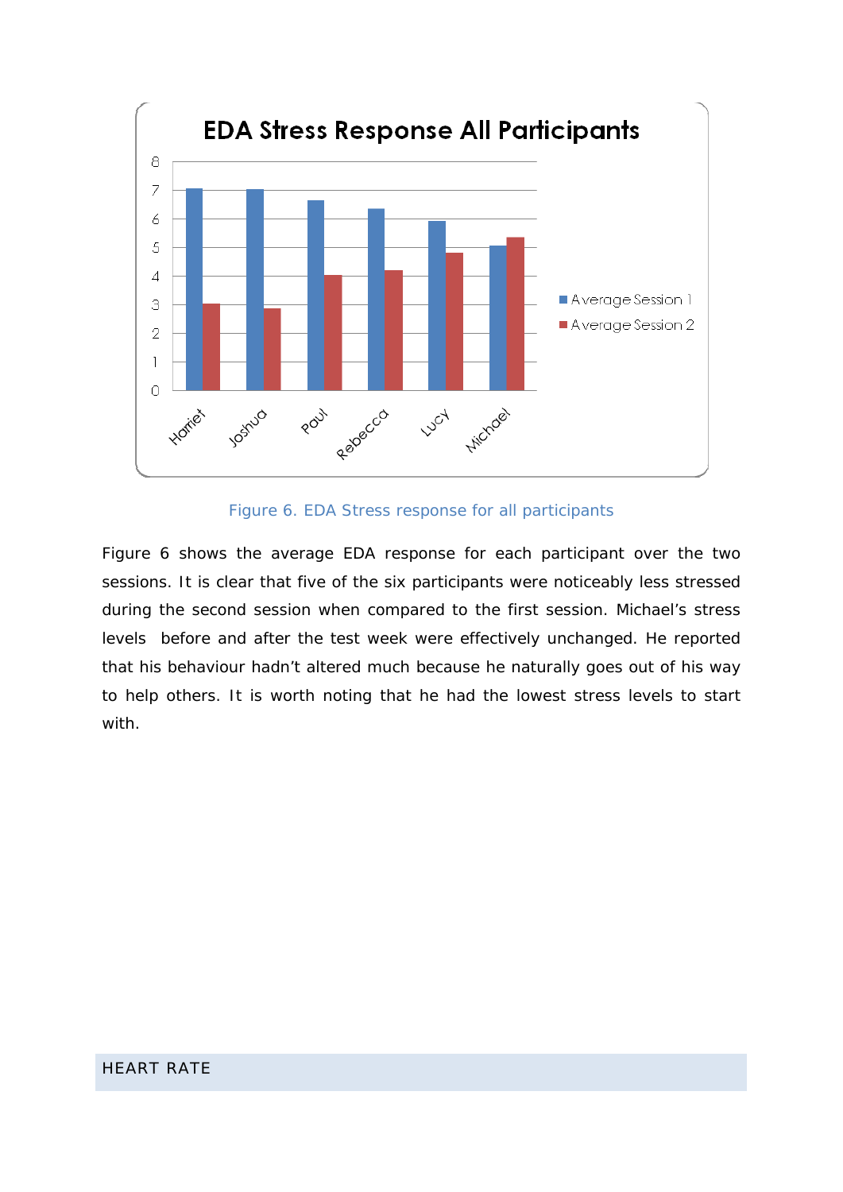EDA Stress Response All Participants

8
7
6
5
4
3
2
1
0

Harriet
Joshua
Paul
Rebecca
Lucy
Michael

Average Session 1
Average Session 2

Figure 6. EDA Stress response for all participants

Figure 6 shows the average EDA response for each participant over the two sessions. It is clear that five of the six participants were noticeably less stressed during the second session when compared to the first session. Michael's stress levels before and after the test week were effectively unchanged. He reported that his behaviour hadn't altered much because he naturally goes out of his way to help others. It is worth noting that he had the lowest stress levels to start with.

## HEART RATE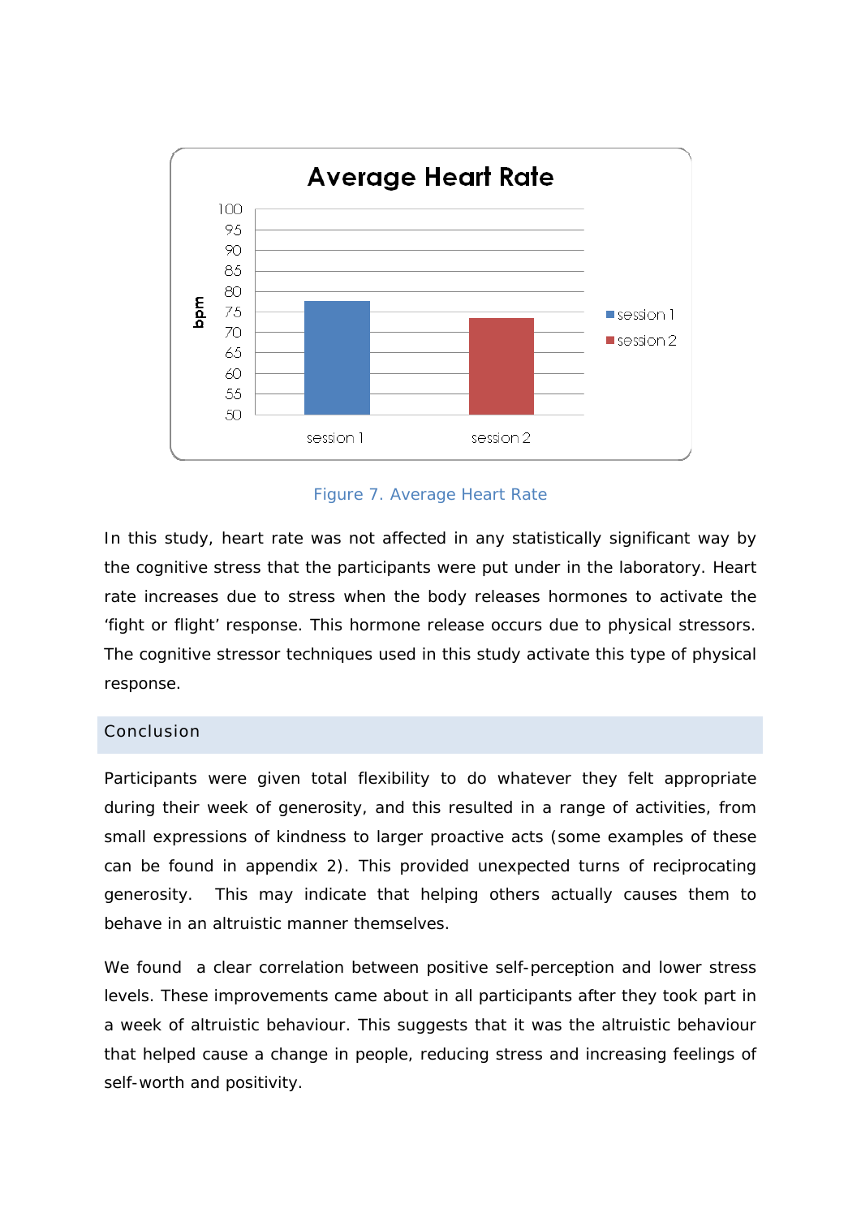Average Heart Rate

bpm

100
95
90
85
80
75
70
65
60
55
50

session 1
session 2

session 1
session 2

Figure 7. Average Heart Rate

In this study, heart rate was not affected in any statistically significant way by the cognitive stress that the participants were put under in the laboratory. Heart rate increases due to stress when the body releases hormones to activate the 'fight or flight' response. This hormone release occurs due to physical stressors. The cognitive stressor techniques used in this study activate this type of physical response.

## Conclusion

Participants were given total flexibility to do whatever they felt appropriate during their week of generosity, and this resulted in a range of activities, from small expressions of kindness to larger proactive acts (some examples of these can be found in appendix 2). This provided unexpected turns of reciprocating generosity. This may indicate that helping others actually causes them to behave in an altruistic manner themselves.

We found a clear correlation between positive self-perception and lower stress levels. These improvements came about in all participants after they took part in a week of altruistic behaviour. This suggests that it was the altruistic behaviour that helped cause a change in people, reducing stress and increasing feelings of self-worth and positivity.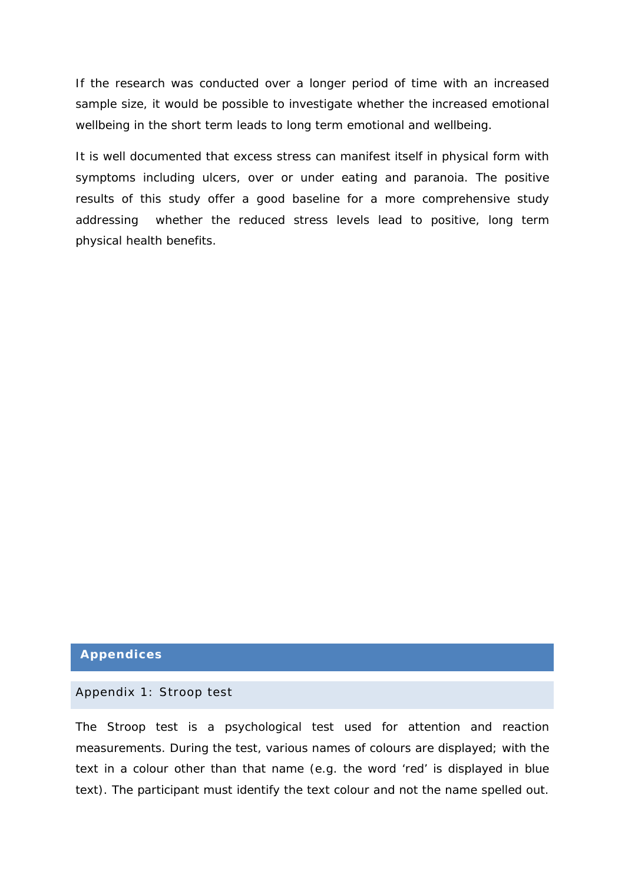If the research was conducted over a longer period of time with an increased sample size, it would be possible to investigate whether the increased emotional wellbeing in the short term leads to long term emotional and wellbeing.

It is well documented that excess stress can manifest itself in physical form with symptoms including ulcers, over or under eating and paranoia. The positive results of this study offer a good baseline for a more comprehensive study addressing whether the reduced stress levels lead to positive, long term physical health benefits.

# Appendices

## Appendix 1: Stroop test

The Stroop test is a psychological test used for attention and reaction measurements. During the test, various names of colours are displayed; with the text in a colour other than that name (e.g. the word 'red' is displayed in blue text). The participant must identify the text colour and not the name spelled out.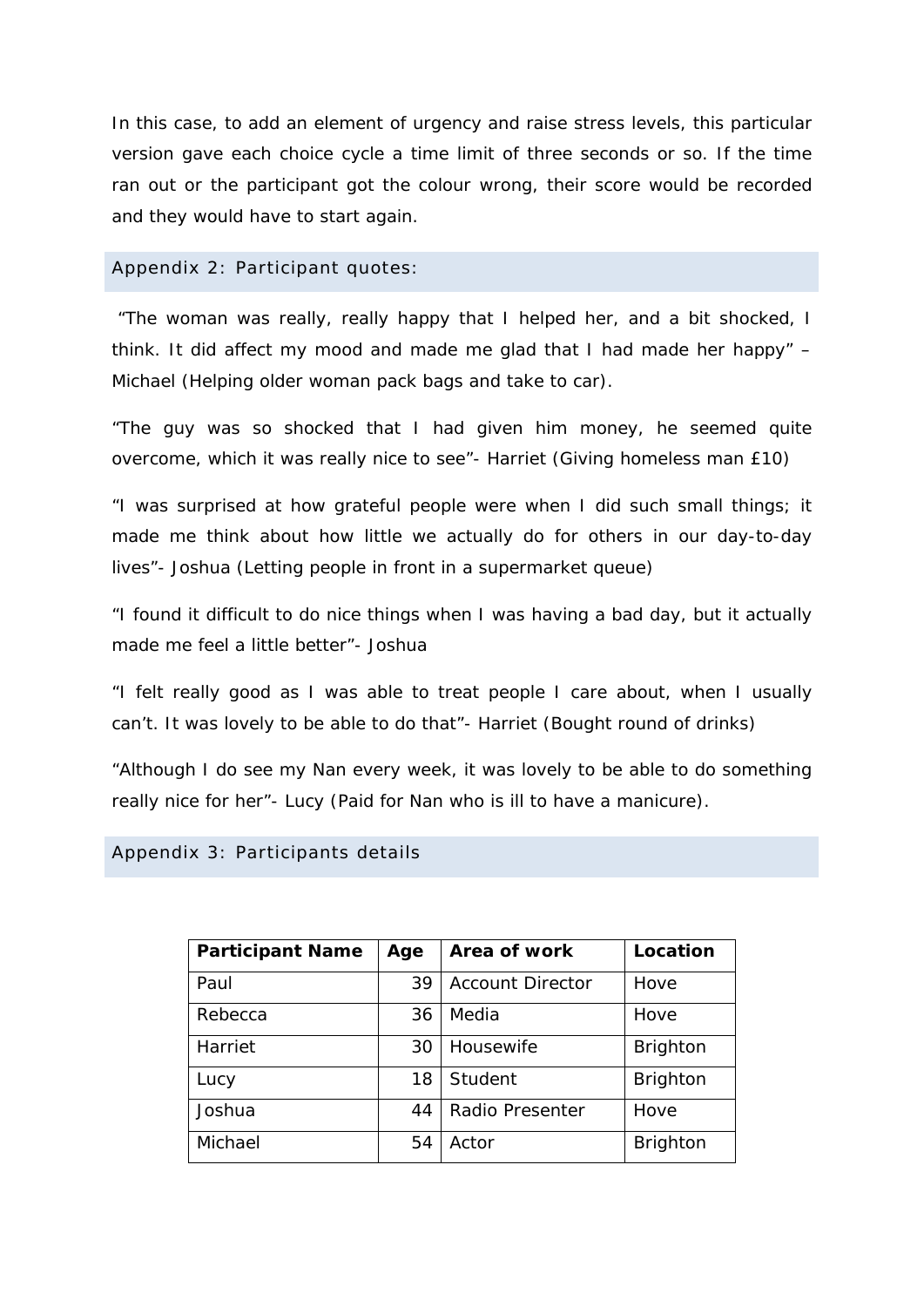In this case, to add an element of urgency and raise stress levels, this particular version gave each choice cycle a time limit of three seconds or so. If the time ran out or the participant got the colour wrong, their score would be recorded and they would have to start again.

## Appendix 2: Participant quotes:

"The woman was really, really happy that I helped her, and a bit shocked, I think. It did affect my mood and made me glad that I had made her happy" – Michael (Helping older woman pack bags and take to car).

"The guy was so shocked that I had given him money, he seemed quite overcome, which it was really nice to see"- Harriet (Giving homeless man £10)

"I was surprised at how grateful people were when I did such small things; it made me think about how little we actually do for others in our day-to-day lives"- Joshua (Letting people in front in a supermarket queue)

"I found it difficult to do nice things when I was having a bad day, but it actually made me feel a little better"- Joshua

"I felt really good as I was able to treat people I care about, when I usually can't. It was lovely to be able to do that"- Harriet (Bought round of drinks)

"Although I do see my Nan every week, it was lovely to be able to do something really nice for her"- Lucy (Paid for Nan who is ill to have a manicure).

## Appendix 3: Participants details

| Participant Name | Age | Area of work | Location |
|---|---|---|---|
| Paul | 39 | Account Director | Hove |
| Rebecca | 36 | Media | Hove |
| Harriet | 30 | Housewife | Brighton |
| Lucy | 18 | Student | Brighton |
| Joshua | 44 | Radio Presenter | Hove |
| Michael | 54 | Actor | Brighton |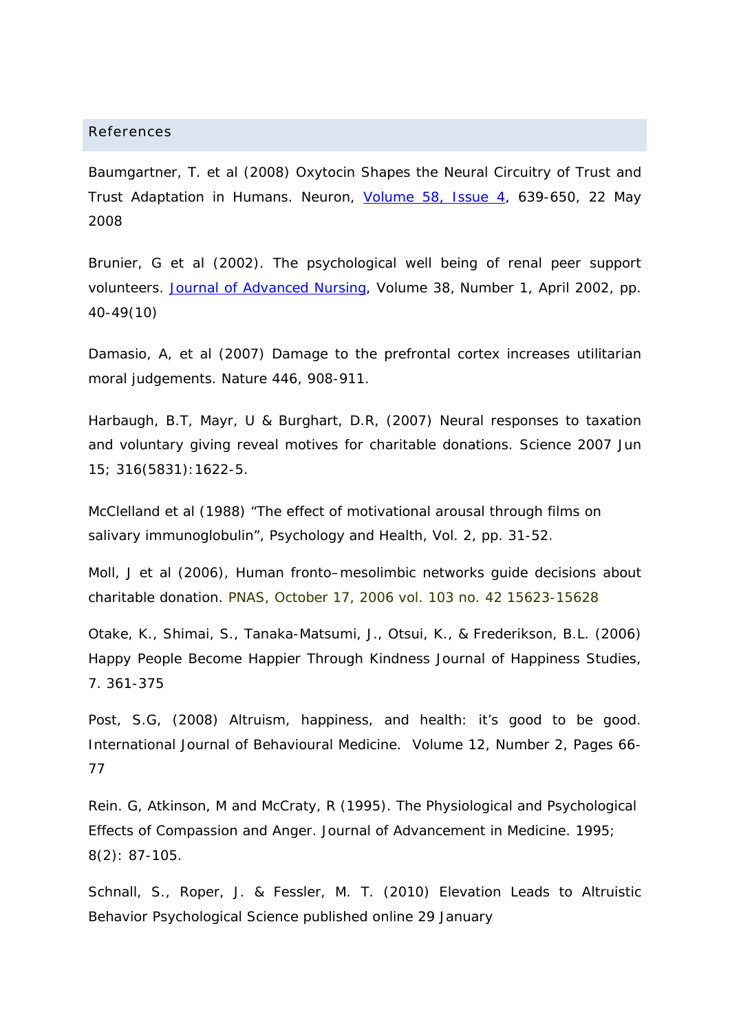## References

Baumgartner, T. et al (2008) Oxytocin Shapes the Neural Circuitry of Trust and Trust Adaptation in Humans. Neuron, Volume 58, Issue 4, 639-650, 22 May 2008

Brunier, G et al (2002). The psychological well being of renal peer support volunteers. Journal of Advanced Nursing, Volume 38, Number 1, April 2002, pp. 40-49(10)

Damasio, A, et al (2007) Damage to the prefrontal cortex increases utilitarian moral judgements. Nature 446, 908-911.

Harbaugh, B.T, Mayr, U & Burghart, D.R, (2007) Neural responses to taxation and voluntary giving reveal motives for charitable donations. Science 2007 Jun 15; 316(5831):1622-5.

McClelland et al (1988) "The effect of motivational arousal through films on salivary immunoglobulin", Psychology and Health, Vol. 2, pp. 31-52.

Moll, J et al (2006), Human fronto–mesolimbic networks guide decisions about charitable donation. PNAS, October 17, 2006 vol. 103 no. 42 15623-15628

Otake, K., Shimai, S., Tanaka-Matsumi, J., Otsui, K., & Frederikson, B.L. (2006) Happy People Become Happier Through Kindness Journal of Happiness Studies, 7. 361-375

Post, S.G, (2008) Altruism, happiness, and health: it's good to be good. International Journal of Behavioural Medicine. Volume 12, Number 2, Pages 66-77

Rein. G, Atkinson, M and McCraty, R (1995). The Physiological and Psychological Effects of Compassion and Anger. Journal of Advancement in Medicine. 1995; 8(2): 87-105.

Schnall, S., Roper, J. & Fessler, M. T. (2010) Elevation Leads to Altruistic Behavior Psychological Science published online 29 January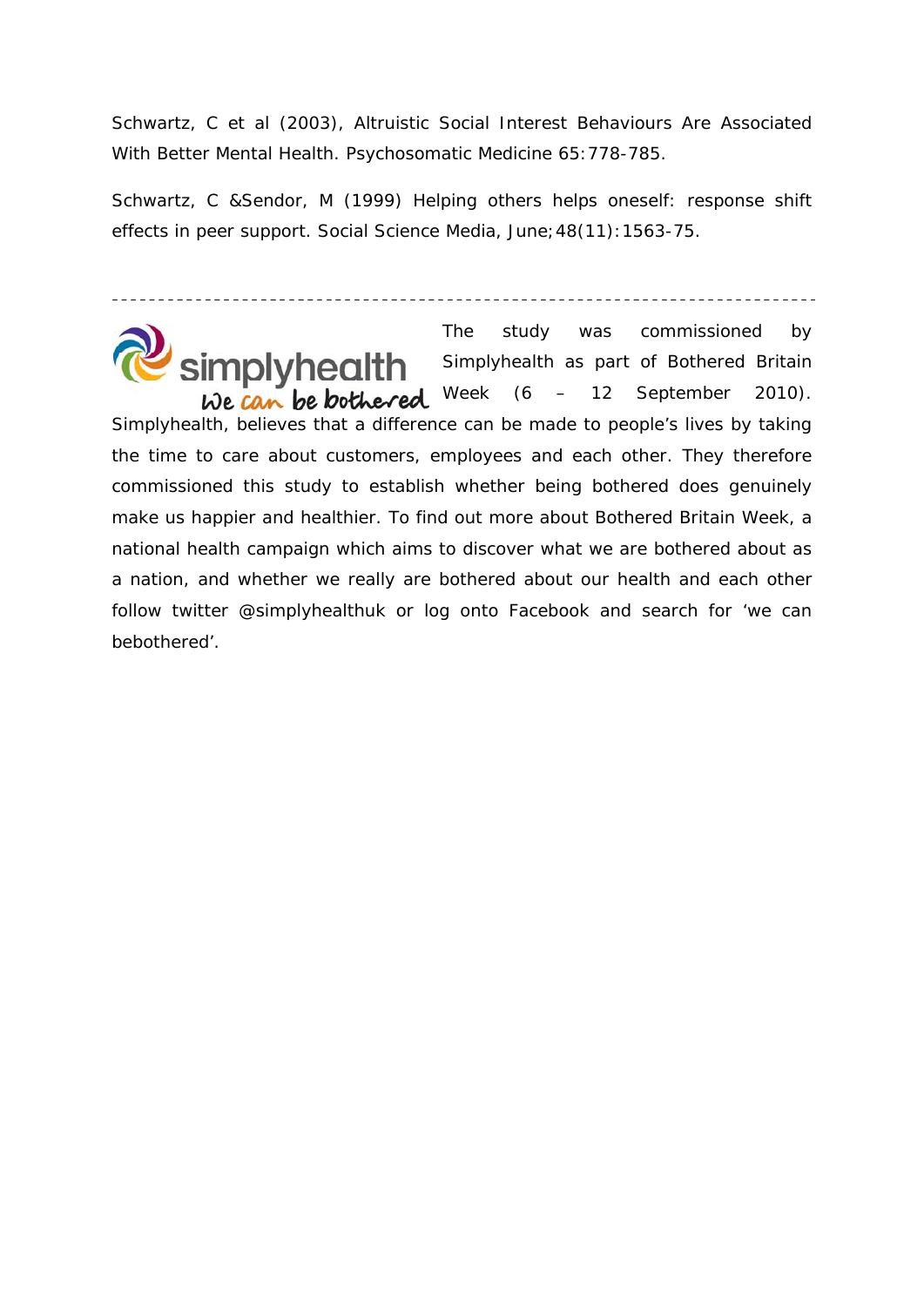Schwartz, C et al (2003), Altruistic Social Interest Behaviours Are Associated With Better Mental Health. Psychosomatic Medicine 65:778-785.

Schwartz, C &Sendor, M (1999) Helping others helps oneself: response shift effects in peer support. Social Science Media, June;48(11):1563-75.

---

simplyhealth
We can be bothered

The study was commissioned by Simplyhealth as part of Bothered Britain Week (6 – 12 September 2010). Simplyhealth, believes that a difference can be made to people's lives by taking the time to care about customers, employees and each other. They therefore commissioned this study to establish whether being bothered does genuinely make us happier and healthier. To find out more about Bothered Britain Week, a national health campaign which aims to discover what we are bothered about as a nation, and whether we really are bothered about our health and each other follow twitter @simplyhealthuk or log onto Facebook and search for 'we can bebothered'.